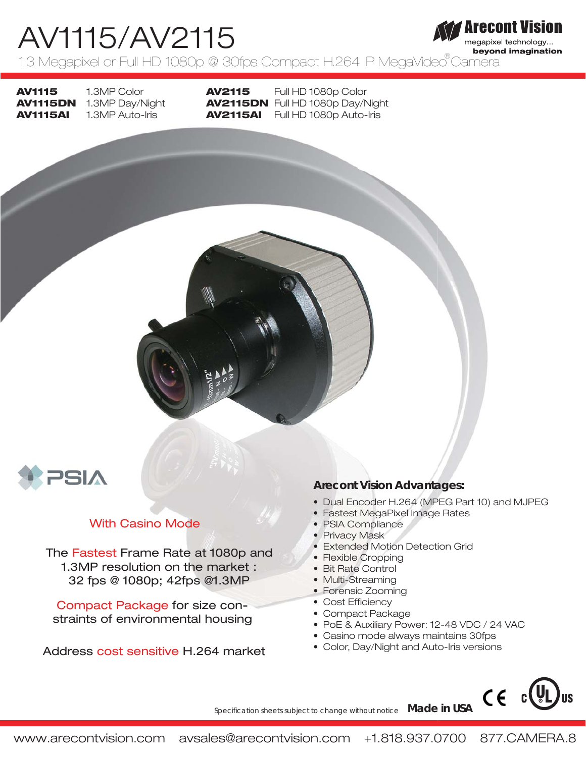# AV1115/AV2115

1.3 Megapixel or Full HD 1080p @ 30fps Compact H.264 IP MegaVideo® Camera

Arecont Vision
megapixel technology... **beyond imagination**

| | | | |
|---|---|---|---|
| **AV1115** | 1.3MP Color | **AV2115** | Full HD 1080p Color |
| **AV1115DN** | 1.3MP Day/Night | **AV2115DN** | Full HD 1080p Day/Night |
| **AV1115AI** | 1.3MP Auto-Iris | **AV2115AI** | Full HD 1080p Auto-Iris |

PSIA

With Casino Mode

The Fastest Frame Rate at 1080p and 1.3MP resolution on the market : 32 fps @ 1080p; 42fps @1.3MP

Compact Package for size constraints of environmental housing

Address cost sensitive H.264 market

## Arecont Vision Advantages:

- Dual Encoder H.264 (MPEG Part 10) and MJPEG
- Fastest MegaPixel Image Rates
- PSIA Compliance
- Privacy Mask
- Extended Motion Detection Grid
- Flexible Cropping
- Bit Rate Control
- Multi-Streaming
- Forensic Zooming
- Cost Efficiency
- Compact Package
- PoE & Auxiliary Power: 12-48 VDC / 24 VAC
- Casino mode always maintains 30fps
- Color, Day/Night and Auto-Iris versions

Specification sheets subject to change without notice **Made in USA**

www.arecontvision.com avsales@arecontvision.com +1.818.937.0700 877.CAMERA.8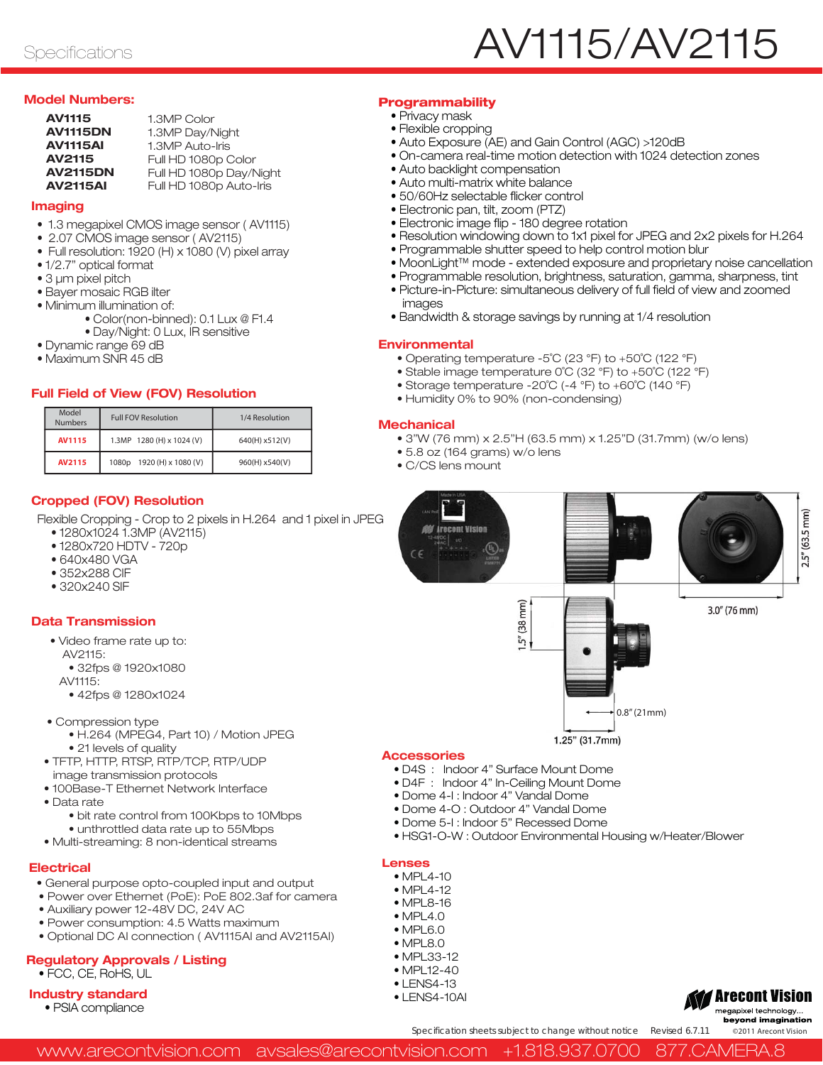Specifications

# AV1115/AV2115

## Model Numbers:

| | |
|---|---|
| **AV1115** | 1.3MP Color |
| **AV1115DN** | 1.3MP Day/Night |
| **AV1115AI** | 1.3MP Auto-Iris |
| **AV2115** | Full HD 1080p Color |
| **AV2115DN** | Full HD 1080p Day/Night |
| **AV2115AI** | Full HD 1080p Auto-Iris |

## Imaging

- 1.3 megapixel CMOS image sensor ( AV1115)
- 2.07 CMOS image sensor ( AV2115)
- Full resolution: 1920 (H) x 1080 (V) pixel array
- 1/2.7" optical format
- 3 µm pixel pitch
- Bayer mosaic RGB ilter
- Minimum illumination of:
  - Color(non-binned): 0.1 Lux @ F1.4
  - Day/Night: 0 Lux, IR sensitive
- Dynamic range 69 dB
- Maximum SNR 45 dB

## Full Field of View (FOV) Resolution

| Model Numbers | Full FOV Resolution | 1/4 Resolution |
|---|---|---|
| AV1115 | 1.3MP 1280 (H) x 1024 (V) | 640(H) x512(V) |
| AV2115 | 1080p 1920 (H) x 1080 (V) | 960(H) x540(V) |

## Cropped (FOV) Resolution

Flexible Cropping - Crop to 2 pixels in H.264 and 1 pixel in JPEG
- 1280x1024 1.3MP (AV2115)
- 1280x720 HDTV - 720p
- 640x480 VGA
- 352x288 CIF
- 320x240 SIF

## Data Transmission

- Video frame rate up to:
  - AV2115:
    - 32fps @ 1920x1080
  - AV1115:
    - 42fps @ 1280x1024
- Compression type
  - H.264 (MPEG4, Part 10) / Motion JPEG
  - 21 levels of quality
- TFTP, HTTP, RTSP, RTP/TCP, RTP/UDP image transmission protocols
- 100Base-T Ethernet Network Interface
- Data rate
  - bit rate control from 100Kbps to 10Mbps
  - unthrottled data rate up to 55Mbps
- Multi-streaming: 8 non-identical streams

## Electrical

- General purpose opto-coupled input and output
- Power over Ethernet (PoE): PoE 802.3af for camera
- Auxiliary power 12-48V DC, 24V AC
- Power consumption: 4.5 Watts maximum
- Optional DC AI connection ( AV1115AI and AV2115AI)

## Regulatory Approvals / Listing

- FCC, CE, RoHS, UL

## Industry standard

- PSIA compliance

## Programmability

- Privacy mask
- Flexible cropping
- Auto Exposure (AE) and Gain Control (AGC) >120dB
- On-camera real-time motion detection with 1024 detection zones
- Auto backlight compensation
- Auto multi-matrix white balance
- 50/60Hz selectable flicker control
- Electronic pan, tilt, zoom (PTZ)
- Electronic image flip - 180 degree rotation
- Resolution windowing down to 1x1 pixel for JPEG and 2x2 pixels for H.264
- Programmable shutter speed to help control motion blur
- MoonLight™ mode - extended exposure and proprietary noise cancellation
- Programmable resolution, brightness, saturation, gamma, sharpness, tint
- Picture-in-Picture: simultaneous delivery of full field of view and zoomed images
- Bandwidth & storage savings by running at 1/4 resolution

## Environmental

- Operating temperature -5˚C (23 °F) to +50˚C (122 °F)
- Stable image temperature 0˚C (32 °F) to +50˚C (122 °F)
- Storage temperature -20˚C (-4 °F) to +60˚C (140 °F)
- Humidity 0% to 90% (non-condensing)

## Mechanical

- 3"W (76 mm) x 2.5"H (63.5 mm) x 1.25"D (31.7mm) (w/o lens)
- 5.8 oz (164 grams) w/o lens
- C/CS lens mount

2.5" (63.5 mm)
3.0" (76 mm)
1.5" (38 mm)
0.8" (21mm)
1.25" (31.7mm)

## Accessories

- D4S : Indoor 4" Surface Mount Dome
- D4F : Indoor 4" In-Ceiling Mount Dome
- Dome 4-I : Indoor 4" Vandal Dome
- Dome 4-O : Outdoor 4" Vandal Dome
- Dome 5-I : Indoor 5" Recessed Dome
- HSG1-O-W : Outdoor Environmental Housing w/Heater/Blower

## Lenses

- MPL4-10
- MPL4-12
- MPL8-16
- MPL4.0
- MPL6.0
- MPL8.0
- MPL33-12
- MPL12-40
- LENS4-13
- LENS4-10AI

Arecont Vision
megapixel technology... beyond imagination

Specification sheets subject to change without notice Revised 6.7.11 ©2011 Arecont Vision

www.arecontvision.com avsales@arecontvision.com +1.818.937.0700 877.CAMERA.8